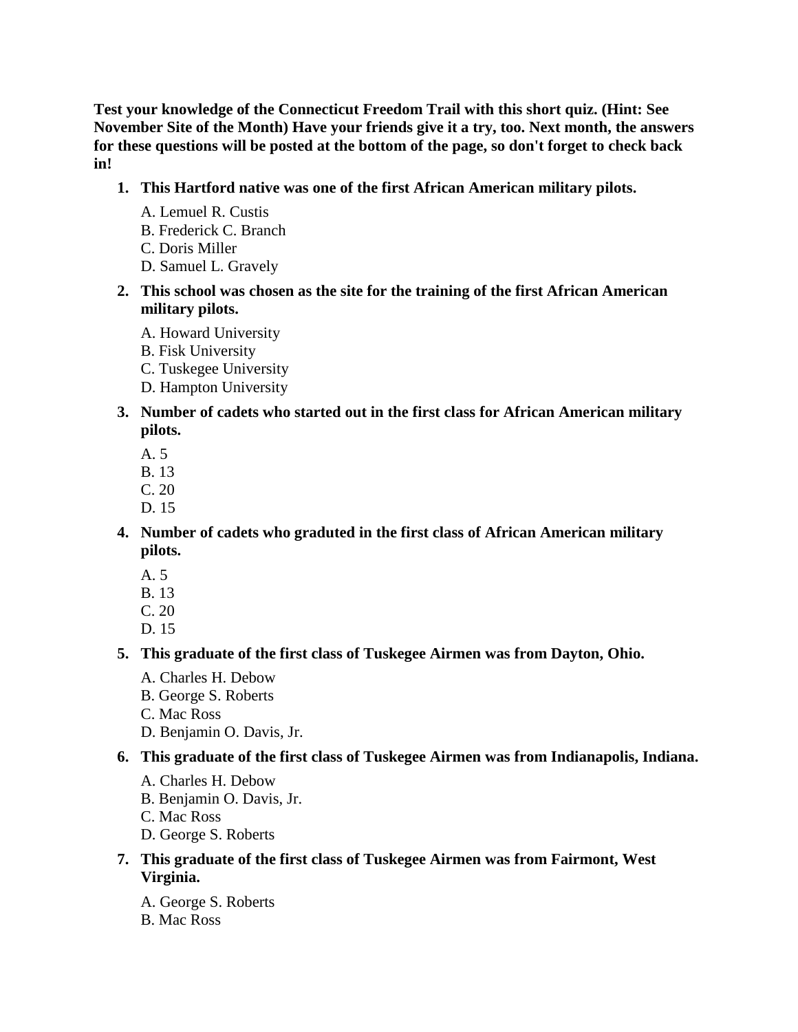**Test your knowledge of the Connecticut Freedom Trail with this short quiz. (Hint: See November Site of the Month) Have your friends give it a try, too. Next month, the answers for these questions will be posted at the bottom of the page, so don't forget to check back in!**

1. **This Hartford native was one of the first African American military pilots.**

   A. Lemuel R. Custis
   B. Frederick C. Branch
   C. Doris Miller
   D. Samuel L. Gravely

2. **This school was chosen as the site for the training of the first African American military pilots.**

   A. Howard University
   B. Fisk University
   C. Tuskegee University
   D. Hampton University

3. **Number of cadets who started out in the first class for African American military pilots.**

   A. 5
   B. 13
   C. 20
   D. 15

4. **Number of cadets who graduted in the first class of African American military pilots.**

   A. 5
   B. 13
   C. 20
   D. 15

5. **This graduate of the first class of Tuskegee Airmen was from Dayton, Ohio.**

   A. Charles H. Debow
   B. George S. Roberts
   C. Mac Ross
   D. Benjamin O. Davis, Jr.

6. **This graduate of the first class of Tuskegee Airmen was from Indianapolis, Indiana.**

   A. Charles H. Debow
   B. Benjamin O. Davis, Jr.
   C. Mac Ross
   D. George S. Roberts

7. **This graduate of the first class of Tuskegee Airmen was from Fairmont, West Virginia.**

   A. George S. Roberts
   B. Mac Ross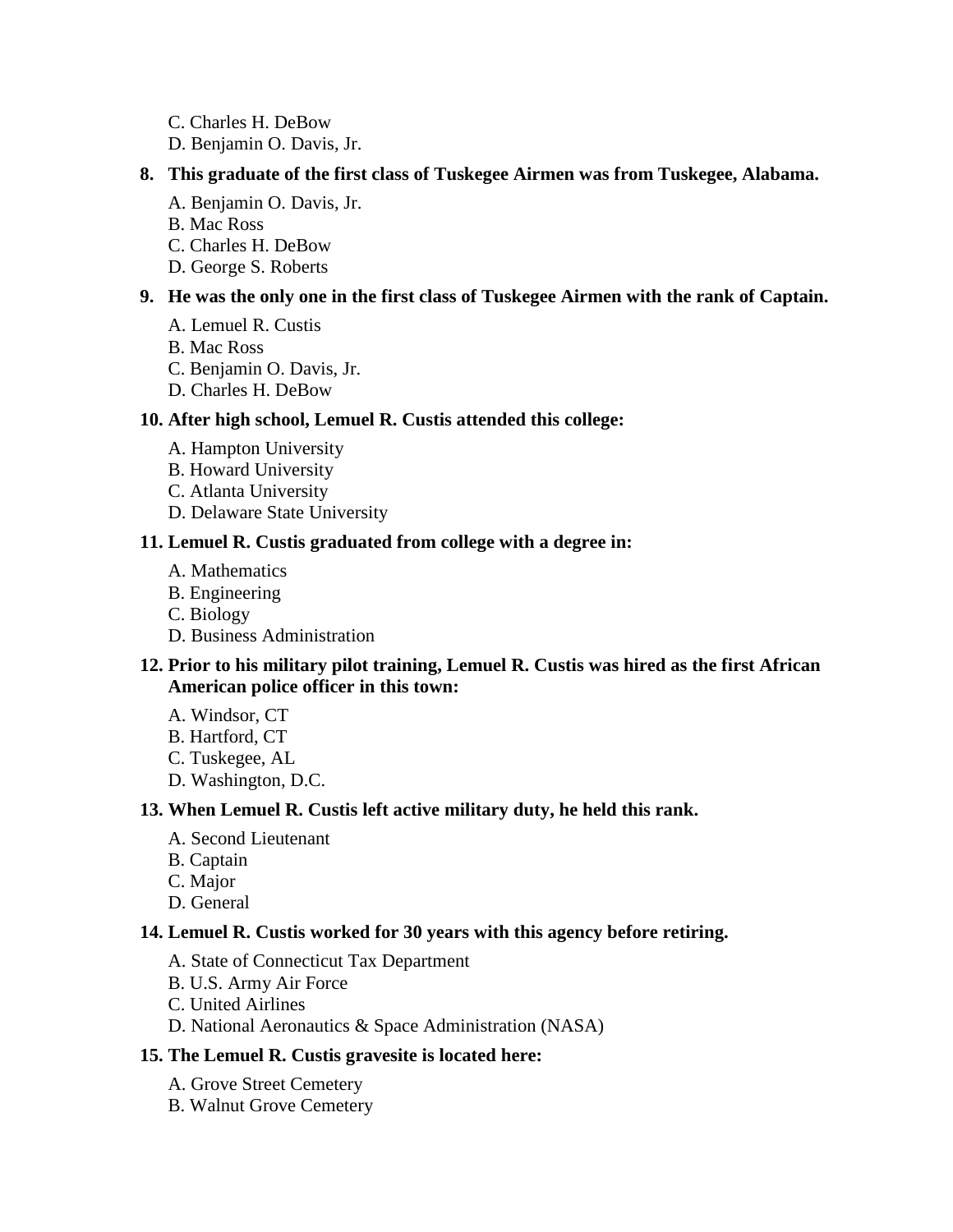C. Charles H. DeBow
D. Benjamin O. Davis, Jr.

**8. This graduate of the first class of Tuskegee Airmen was from Tuskegee, Alabama.**

A. Benjamin O. Davis, Jr.
B. Mac Ross
C. Charles H. DeBow
D. George S. Roberts

**9. He was the only one in the first class of Tuskegee Airmen with the rank of Captain.**

A. Lemuel R. Custis
B. Mac Ross
C. Benjamin O. Davis, Jr.
D. Charles H. DeBow

**10. After high school, Lemuel R. Custis attended this college:**

A. Hampton University
B. Howard University
C. Atlanta University
D. Delaware State University

**11. Lemuel R. Custis graduated from college with a degree in:**

A. Mathematics
B. Engineering
C. Biology
D. Business Administration

**12. Prior to his military pilot training, Lemuel R. Custis was hired as the first African American police officer in this town:**

A. Windsor, CT
B. Hartford, CT
C. Tuskegee, AL
D. Washington, D.C.

**13. When Lemuel R. Custis left active military duty, he held this rank.**

A. Second Lieutenant
B. Captain
C. Major
D. General

**14. Lemuel R. Custis worked for 30 years with this agency before retiring.**

A. State of Connecticut Tax Department
B. U.S. Army Air Force
C. United Airlines
D. National Aeronautics & Space Administration (NASA)

**15. The Lemuel R. Custis gravesite is located here:**

A. Grove Street Cemetery
B. Walnut Grove Cemetery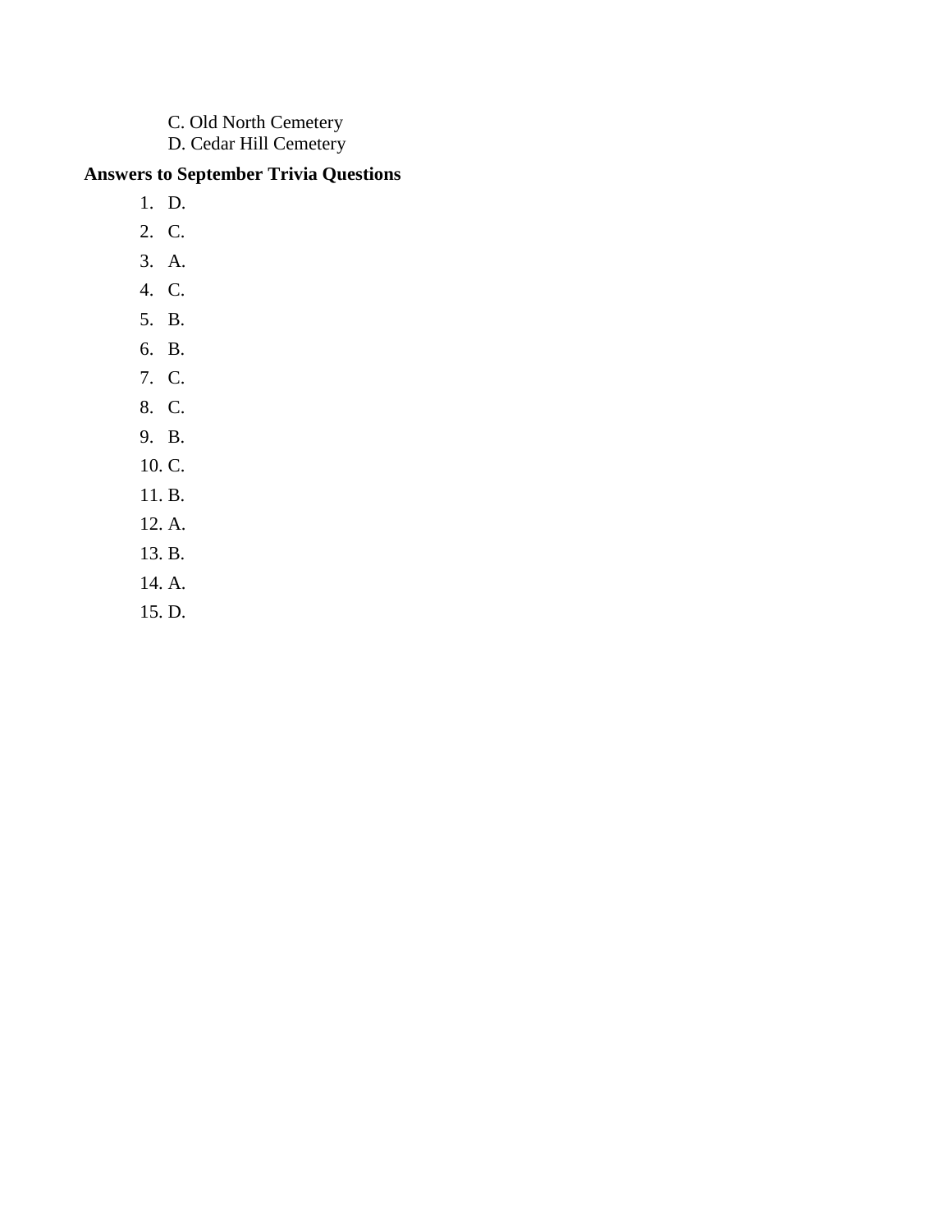C. Old North Cemetery
D. Cedar Hill Cemetery

**Answers to September Trivia Questions**

1. D.
2. C.
3. A.
4. C.
5. B.
6. B.
7. C.
8. C.
9. B.
10. C.
11. B.
12. A.
13. B.
14. A.
15. D.